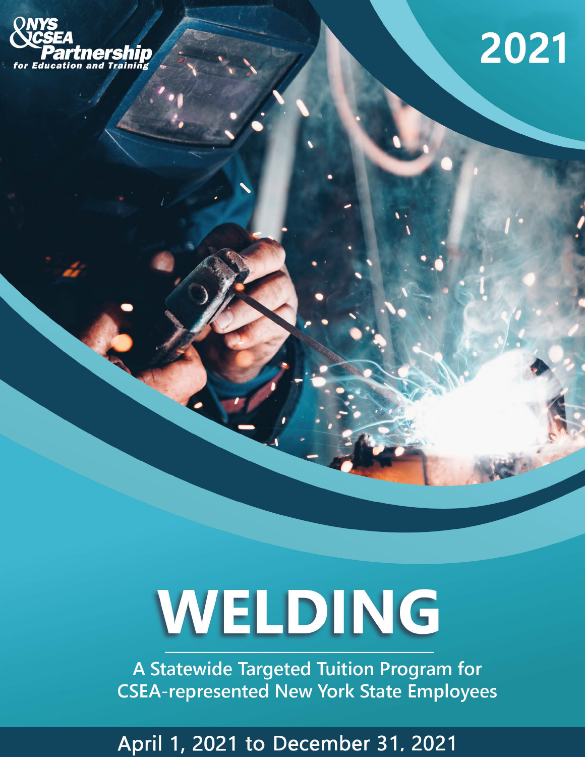NYS & CSEA Partnership for Education and Training

2021

# WELDING

A Statewide Targeted Tuition Program for CSEA-represented New York State Employees

April 1, 2021 to December 31, 2021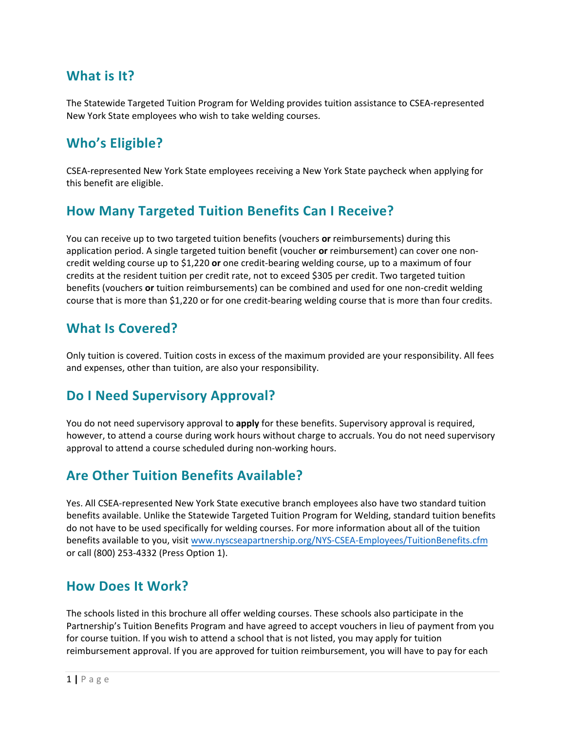## What is It?

The Statewide Targeted Tuition Program for Welding provides tuition assistance to CSEA-represented New York State employees who wish to take welding courses.

## Who's Eligible?

CSEA-represented New York State employees receiving a New York State paycheck when applying for this benefit are eligible.

## How Many Targeted Tuition Benefits Can I Receive?

You can receive up to two targeted tuition benefits (vouchers **or** reimbursements) during this application period. A single targeted tuition benefit (voucher **or** reimbursement) can cover one non-credit welding course up to $1,220 **or** one credit-bearing welding course, up to a maximum of four credits at the resident tuition per credit rate, not to exceed $305 per credit. Two targeted tuition benefits (vouchers **or** tuition reimbursements) can be combined and used for one non-credit welding course that is more than $1,220 or for one credit-bearing welding course that is more than four credits.

## What Is Covered?

Only tuition is covered. Tuition costs in excess of the maximum provided are your responsibility. All fees and expenses, other than tuition, are also your responsibility.

## Do I Need Supervisory Approval?

You do not need supervisory approval to **apply** for these benefits. Supervisory approval is required, however, to attend a course during work hours without charge to accruals. You do not need supervisory approval to attend a course scheduled during non-working hours.

## Are Other Tuition Benefits Available?

Yes. All CSEA-represented New York State executive branch employees also have two standard tuition benefits available. Unlike the Statewide Targeted Tuition Program for Welding, standard tuition benefits do not have to be used specifically for welding courses. For more information about all of the tuition benefits available to you, visit [www.nyscseapartnership.org/NYS-CSEA-Employees/TuitionBenefits.cfm](http://www.nyscseapartnership.org/NYS-CSEA-Employees/TuitionBenefits.cfm) or call (800) 253-4332 (Press Option 1).

## How Does It Work?

The schools listed in this brochure all offer welding courses. These schools also participate in the Partnership's Tuition Benefits Program and have agreed to accept vouchers in lieu of payment from you for course tuition. If you wish to attend a school that is not listed, you may apply for tuition reimbursement approval. If you are approved for tuition reimbursement, you will have to pay for each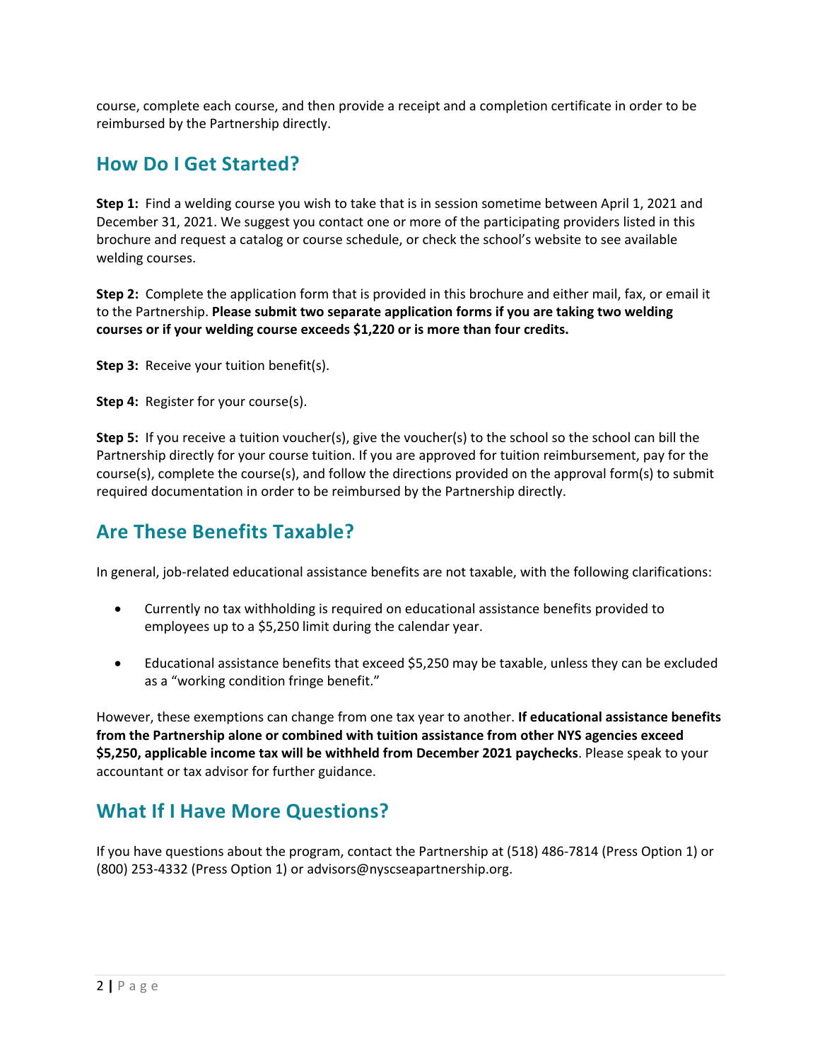course, complete each course, and then provide a receipt and a completion certificate in order to be reimbursed by the Partnership directly.

## How Do I Get Started?

**Step 1:** Find a welding course you wish to take that is in session sometime between April 1, 2021 and December 31, 2021. We suggest you contact one or more of the participating providers listed in this brochure and request a catalog or course schedule, or check the school's website to see available welding courses.

**Step 2:** Complete the application form that is provided in this brochure and either mail, fax, or email it to the Partnership. **Please submit two separate application forms if you are taking two welding courses or if your welding course exceeds $1,220 or is more than four credits.**

**Step 3:** Receive your tuition benefit(s).

**Step 4:** Register for your course(s).

**Step 5:** If you receive a tuition voucher(s), give the voucher(s) to the school so the school can bill the Partnership directly for your course tuition. If you are approved for tuition reimbursement, pay for the course(s), complete the course(s), and follow the directions provided on the approval form(s) to submit required documentation in order to be reimbursed by the Partnership directly.

## Are These Benefits Taxable?

In general, job-related educational assistance benefits are not taxable, with the following clarifications:

- Currently no tax withholding is required on educational assistance benefits provided to employees up to a $5,250 limit during the calendar year.
- Educational assistance benefits that exceed $5,250 may be taxable, unless they can be excluded as a "working condition fringe benefit."

However, these exemptions can change from one tax year to another. **If educational assistance benefits from the Partnership alone or combined with tuition assistance from other NYS agencies exceed $5,250, applicable income tax will be withheld from December 2021 paychecks**. Please speak to your accountant or tax advisor for further guidance.

## What If I Have More Questions?

If you have questions about the program, contact the Partnership at (518) 486-7814 (Press Option 1) or (800) 253-4332 (Press Option 1) or advisors@nyscseapartnership.org.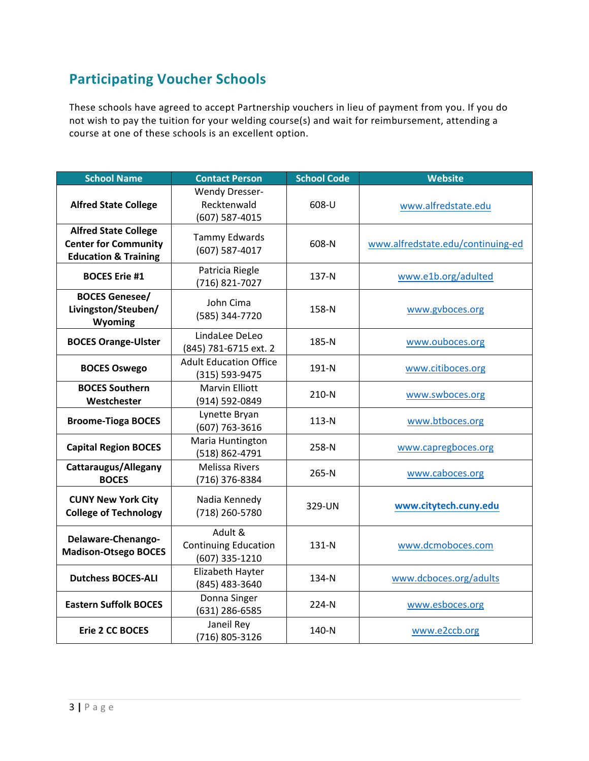## Participating Voucher Schools

These schools have agreed to accept Partnership vouchers in lieu of payment from you. If you do not wish to pay the tuition for your welding course(s) and wait for reimbursement, attending a course at one of these schools is an excellent option.

| School Name | Contact Person | School Code | Website |
|---|---|---|---|
| **Alfred State College** | Wendy Dresser-Recktenwald (607) 587-4015 | 608-U | www.alfredstate.edu |
| **Alfred State College Center for Community Education & Training** | Tammy Edwards (607) 587-4017 | 608-N | www.alfredstate.edu/continuing-ed |
| **BOCES Erie #1** | Patricia Riegle (716) 821-7027 | 137-N | www.e1b.org/adulted |
| **BOCES Genesee/ Livingston/Steuben/ Wyoming** | John Cima (585) 344-7720 | 158-N | www.gvboces.org |
| **BOCES Orange-Ulster** | LindaLee DeLeo (845) 781-6715 ext. 2 | 185-N | www.ouboces.org |
| **BOCES Oswego** | Adult Education Office (315) 593-9475 | 191-N | www.citiboces.org |
| **BOCES Southern Westchester** | Marvin Elliott (914) 592-0849 | 210-N | www.swboces.org |
| **Broome-Tioga BOCES** | Lynette Bryan (607) 763-3616 | 113-N | www.btboces.org |
| **Capital Region BOCES** | Maria Huntington (518) 862-4791 | 258-N | www.capregboces.org |
| **Cattaraugus/Allegany BOCES** | Melissa Rivers (716) 376-8384 | 265-N | www.caboces.org |
| **CUNY New York City College of Technology** | Nadia Kennedy (718) 260-5780 | 329-UN | **www.citytech.cuny.edu** |
| **Delaware-Chenango-Madison-Otsego BOCES** | Adult & Continuing Education (607) 335-1210 | 131-N | www.dcmoboces.com |
| **Dutchess BOCES-ALI** | Elizabeth Hayter (845) 483-3640 | 134-N | www.dcboces.org/adults |
| **Eastern Suffolk BOCES** | Donna Singer (631) 286-6585 | 224-N | www.esboces.org |
| **Erie 2 CC BOCES** | Janeil Rey (716) 805-3126 | 140-N | www.e2ccb.org |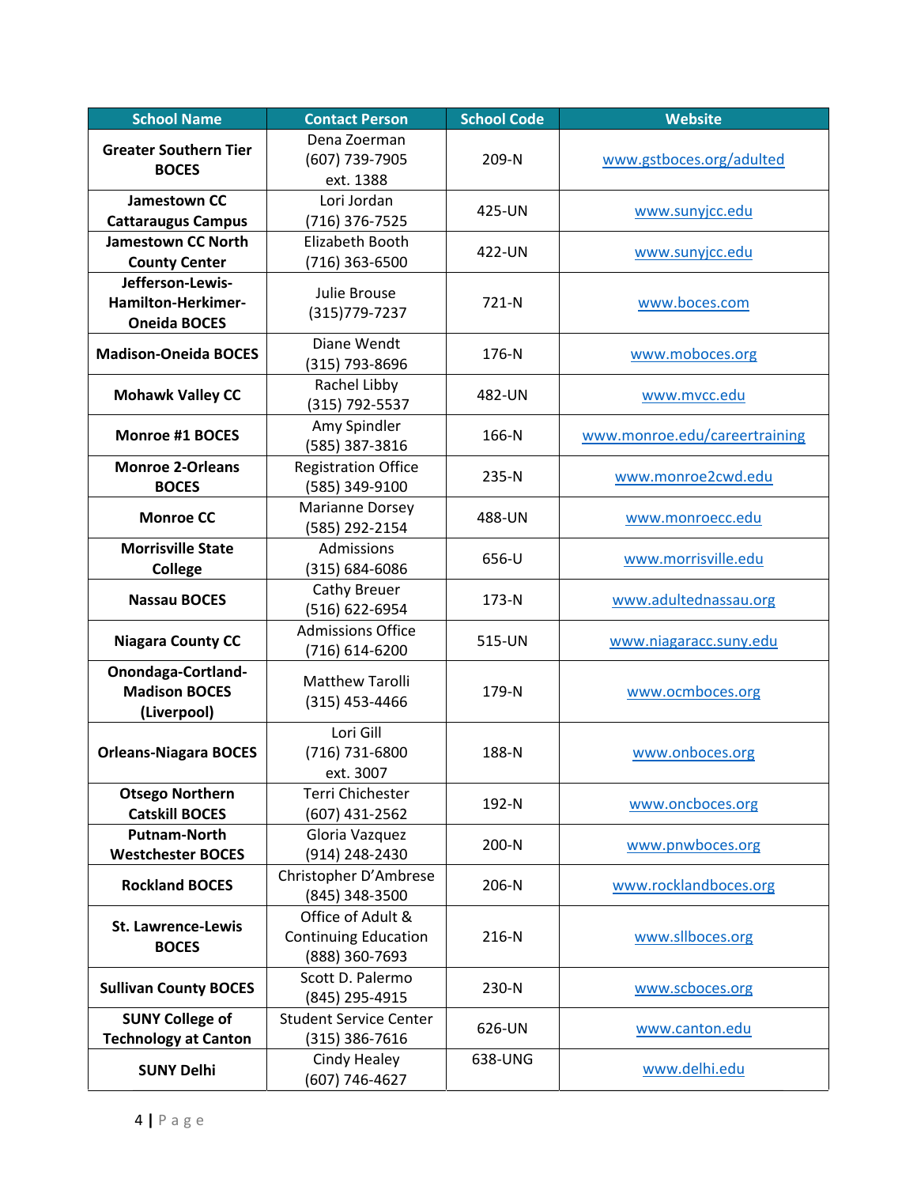| School Name | Contact Person | School Code | Website |
|---|---|---|---|
| **Greater Southern Tier BOCES** | Dena Zoerman (607) 739-7905 ext. 1388 | 209-N | www.gstboces.org/adulted |
| **Jamestown CC Cattaraugus Campus** | Lori Jordan (716) 376-7525 | 425-UN | www.sunyjcc.edu |
| **Jamestown CC North County Center** | Elizabeth Booth (716) 363-6500 | 422-UN | www.sunyjcc.edu |
| **Jefferson-Lewis-Hamilton-Herkimer-Oneida BOCES** | Julie Brouse (315)779-7237 | 721-N | www.boces.com |
| **Madison-Oneida BOCES** | Diane Wendt (315) 793-8696 | 176-N | www.moboces.org |
| **Mohawk Valley CC** | Rachel Libby (315) 792-5537 | 482-UN | www.mvcc.edu |
| **Monroe #1 BOCES** | Amy Spindler (585) 387-3816 | 166-N | www.monroe.edu/careertraining |
| **Monroe 2-Orleans BOCES** | Registration Office (585) 349-9100 | 235-N | www.monroe2cwd.edu |
| **Monroe CC** | Marianne Dorsey (585) 292-2154 | 488-UN | www.monroecc.edu |
| **Morrisville State College** | Admissions (315) 684-6086 | 656-U | www.morrisville.edu |
| **Nassau BOCES** | Cathy Breuer (516) 622-6954 | 173-N | www.adultednassau.org |
| **Niagara County CC** | Admissions Office (716) 614-6200 | 515-UN | www.niagaracc.suny.edu |
| **Onondaga-Cortland-Madison BOCES (Liverpool)** | Matthew Tarolli (315) 453-4466 | 179-N | www.ocmboces.org |
| **Orleans-Niagara BOCES** | Lori Gill (716) 731-6800 ext. 3007 | 188-N | www.onboces.org |
| **Otsego Northern Catskill BOCES** | Terri Chichester (607) 431-2562 | 192-N | www.oncboces.org |
| **Putnam-North Westchester BOCES** | Gloria Vazquez (914) 248-2430 | 200-N | www.pnwboces.org |
| **Rockland BOCES** | Christopher D'Ambrese (845) 348-3500 | 206-N | www.rocklandboces.org |
| **St. Lawrence-Lewis BOCES** | Office of Adult & Continuing Education (888) 360-7693 | 216-N | www.sllboces.org |
| **Sullivan County BOCES** | Scott D. Palermo (845) 295-4915 | 230-N | www.scboces.org |
| **SUNY College of Technology at Canton** | Student Service Center (315) 386-7616 | 626-UN | www.canton.edu |
| **SUNY Delhi** | Cindy Healey (607) 746-4627 | 638-UNG | www.delhi.edu |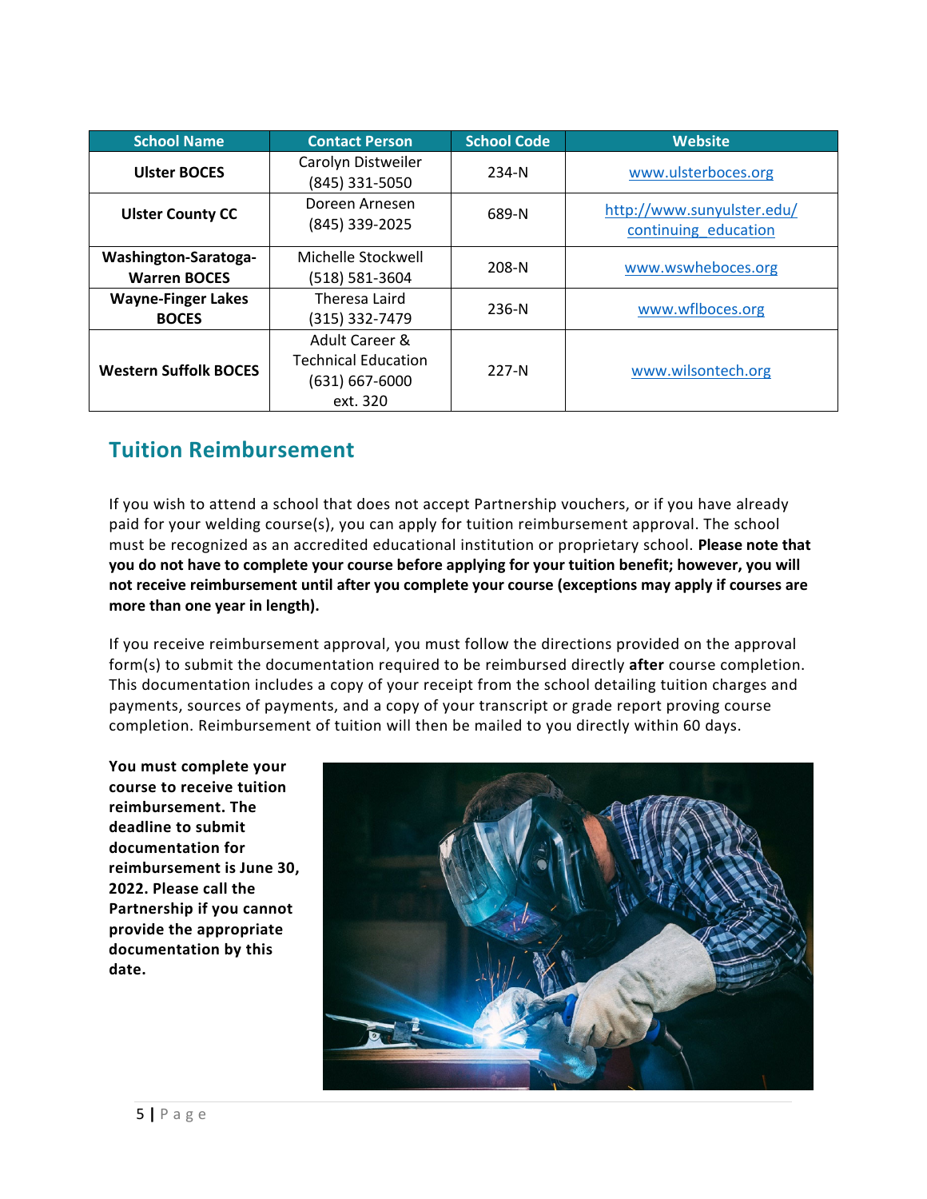| School Name | Contact Person | School Code | Website |
| --- | --- | --- | --- |
| **Ulster BOCES** | Carolyn Distweiler (845) 331-5050 | 234-N | www.ulsterboces.org |
| **Ulster County CC** | Doreen Arnesen (845) 339-2025 | 689-N | http://www.sunyulster.edu/continuing_education |
| **Washington-Saratoga-Warren BOCES** | Michelle Stockwell (518) 581-3604 | 208-N | www.wswheboces.org |
| **Wayne-Finger Lakes BOCES** | Theresa Laird (315) 332-7479 | 236-N | www.wflboces.org |
| **Western Suffolk BOCES** | Adult Career & Technical Education (631) 667-6000 ext. 320 | 227-N | www.wilsontech.org |

## Tuition Reimbursement

If you wish to attend a school that does not accept Partnership vouchers, or if you have already paid for your welding course(s), you can apply for tuition reimbursement approval. The school must be recognized as an accredited educational institution or proprietary school. **Please note that you do not have to complete your course before applying for your tuition benefit; however, you will not receive reimbursement until after you complete your course (exceptions may apply if courses are more than one year in length).**

If you receive reimbursement approval, you must follow the directions provided on the approval form(s) to submit the documentation required to be reimbursed directly **after** course completion. This documentation includes a copy of your receipt from the school detailing tuition charges and payments, sources of payments, and a copy of your transcript or grade report proving course completion. Reimbursement of tuition will then be mailed to you directly within 60 days.

**You must complete your course to receive tuition reimbursement. The deadline to submit documentation for reimbursement is June 30, 2022. Please call the Partnership if you cannot provide the appropriate documentation by this date.**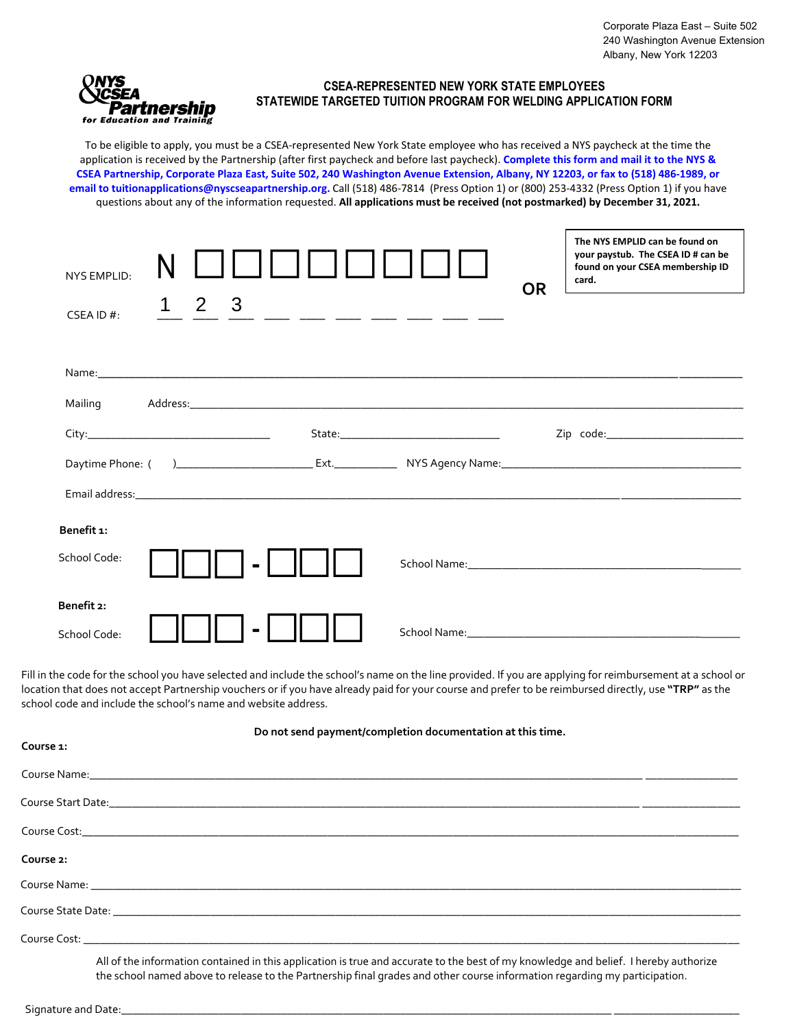Corporate Plaza East – Suite 502
240 Washington Avenue Extension
Albany, New York 12203

NYS & CSEA Partnership for Education and Training

## CSEA-REPRESENTED NEW YORK STATE EMPLOYEES STATEWIDE TARGETED TUITION PROGRAM FOR WELDING APPLICATION FORM

To be eligible to apply, you must be a CSEA-represented New York State employee who has received a NYS paycheck at the time the application is received by the Partnership (after first paycheck and before last paycheck). **Complete this form and mail it to the NYS & CSEA Partnership, Corporate Plaza East, Suite 502, 240 Washington Avenue Extension, Albany, NY 12203, or fax to (518) 486-1989, or email to tuitionapplications@nyscseapartnership.org.** Call (518) 486-7814 (Press Option 1) or (800) 253-4332 (Press Option 1) if you have questions about any of the information requested. **All applications must be received (not postmarked) by December 31, 2021.**

NYS EMPLID: N ☐☐☐☐☐☐☐☐

**OR**

CSEA ID #: 1 2 3 ___ ___ ___ ___ ___ ___ ___

**The NYS EMPLID can be found on your paystub. The CSEA ID # can be found on your CSEA membership ID card.**

Name:________________________________________

Mailing Address:________________________________________

City:____________________ State:____________________ Zip code:____________________

Daytime Phone: ( )____________________ Ext.__________ NYS Agency Name:____________________

Email address:________________________________________

**Benefit 1:**

School Code: ☐☐☐ - ☐☐☐ School Name:____________________

**Benefit 2:**

School Code: ☐☐☐ - ☐☐☐ School Name:____________________

Fill in the code for the school you have selected and include the school's name on the line provided. If you are applying for reimbursement at a school or location that does not accept Partnership vouchers or if you have already paid for your course and prefer to be reimbursed directly, use **"TRP"** as the school code and include the school's name and website address.

**Do not send payment/completion documentation at this time.**

**Course 1:**

Course Name:________________________________________

Course Start Date:________________________________________

Course Cost:________________________________________

**Course 2:**

Course Name:________________________________________

Course State Date:________________________________________

Course Cost:________________________________________

All of the information contained in this application is true and accurate to the best of my knowledge and belief. I hereby authorize the school named above to release to the Partnership final grades and other course information regarding my participation.

Signature and Date:________________________________________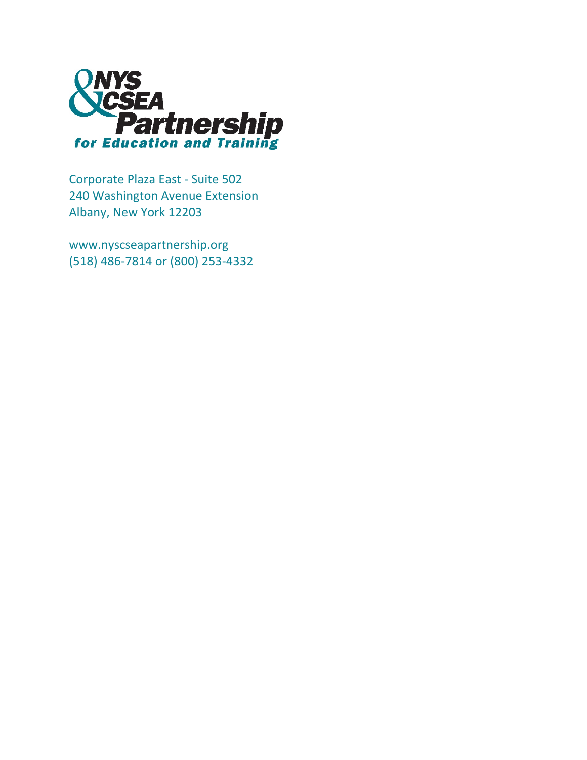NYS & CSEA Partnership for Education and Training

Corporate Plaza East - Suite 502
240 Washington Avenue Extension
Albany, New York 12203

www.nyscseapartnership.org
(518) 486-7814 or (800) 253-4332